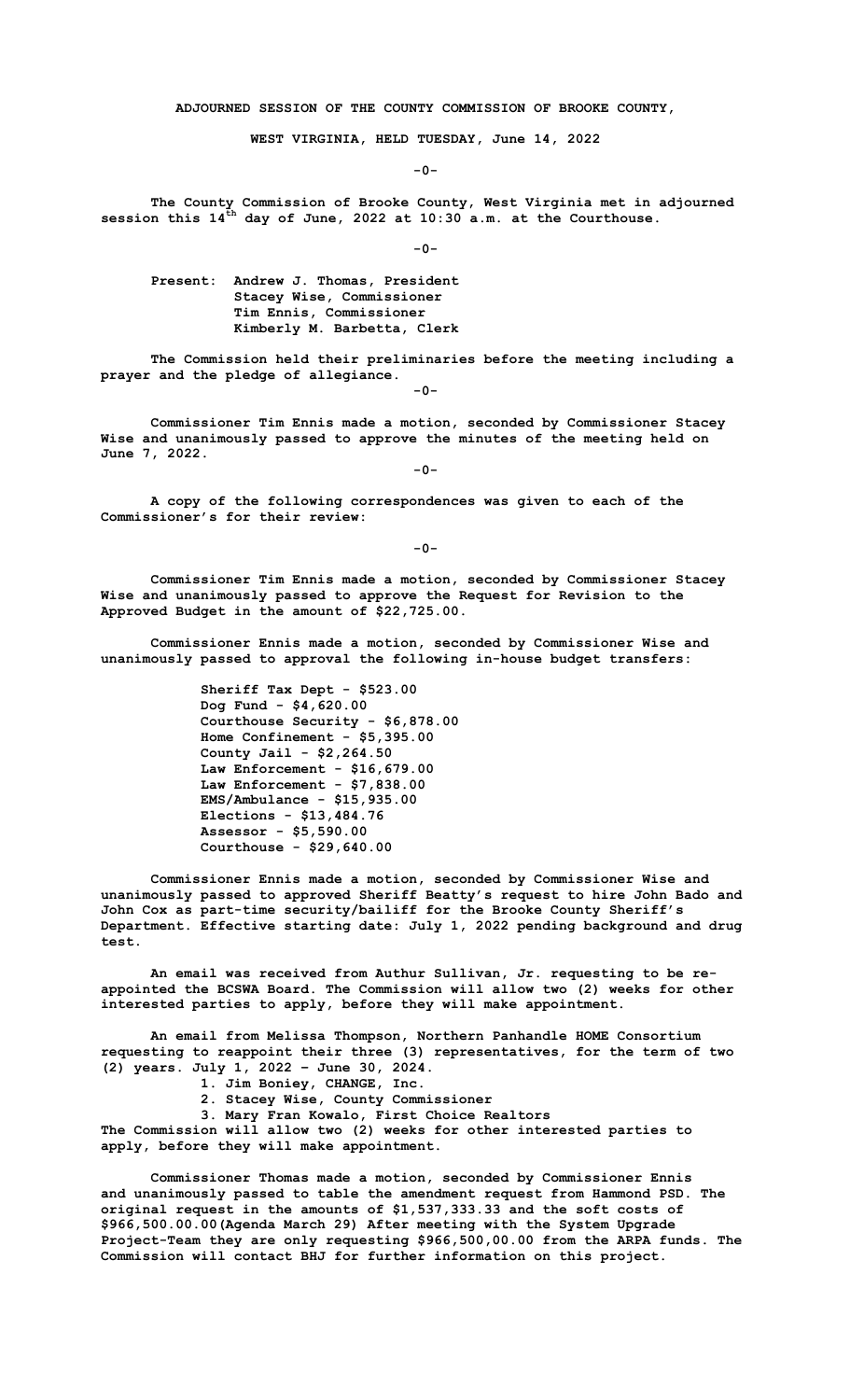**ADJOURNED SESSION OF THE COUNTY COMMISSION OF BROOKE COUNTY,**

**WEST VIRGINIA, HELD TUESDAY, June 14, 2022**

**-0-**

**The County Commission of Brooke County, West Virginia met in adjourned session this 14th day of June, 2022 at 10:30 a.m. at the Courthouse.**

**-0-**

**Present: Andrew J. Thomas, President**
**Stacey Wise, Commissioner**
**Tim Ennis, Commissioner**
**Kimberly M. Barbetta, Clerk**

**The Commission held their preliminaries before the meeting including a prayer and the pledge of allegiance.**

**-0-**

**Commissioner Tim Ennis made a motion, seconded by Commissioner Stacey Wise and unanimously passed to approve the minutes of the meeting held on June 7, 2022.**

**-0-**

**A copy of the following correspondences was given to each of the Commissioner's for their review:**

**-0-**

**Commissioner Tim Ennis made a motion, seconded by Commissioner Stacey Wise and unanimously passed to approve the Request for Revision to the Approved Budget in the amount of $22,725.00.**

**Commissioner Ennis made a motion, seconded by Commissioner Wise and unanimously passed to approval the following in-house budget transfers:**

**Sheriff Tax Dept - $523.00**
**Dog Fund - $4,620.00**
**Courthouse Security - $6,878.00**
**Home Confinement - $5,395.00**
**County Jail - $2,264.50**
**Law Enforcement - $16,679.00**
**Law Enforcement - $7,838.00**
**EMS/Ambulance - $15,935.00**
**Elections - $13,484.76**
**Assessor - $5,590.00**
**Courthouse - $29,640.00**

**Commissioner Ennis made a motion, seconded by Commissioner Wise and unanimously passed to approved Sheriff Beatty's request to hire John Bado and John Cox as part-time security/bailiff for the Brooke County Sheriff's Department. Effective starting date: July 1, 2022 pending background and drug test.**

**An email was received from Authur Sullivan, Jr. requesting to be re-appointed the BCSWA Board. The Commission will allow two (2) weeks for other interested parties to apply, before they will make appointment.**

**An email from Melissa Thompson, Northern Panhandle HOME Consortium requesting to reappoint their three (3) representatives, for the term of two (2) years. July 1, 2022 – June 30, 2024.**

1. **Jim Boniey, CHANGE, Inc.**
2. **Stacey Wise, County Commissioner**
3. **Mary Fran Kowalo, First Choice Realtors**

**The Commission will allow two (2) weeks for other interested parties to apply, before they will make appointment.**

**Commissioner Thomas made a motion, seconded by Commissioner Ennis and unanimously passed to table the amendment request from Hammond PSD. The original request in the amounts of $1,537,333.33 and the soft costs of $966,500.00.00(Agenda March 29) After meeting with the System Upgrade Project-Team they are only requesting $966,500,00.00 from the ARPA funds. The Commission will contact BHJ for further information on this project.**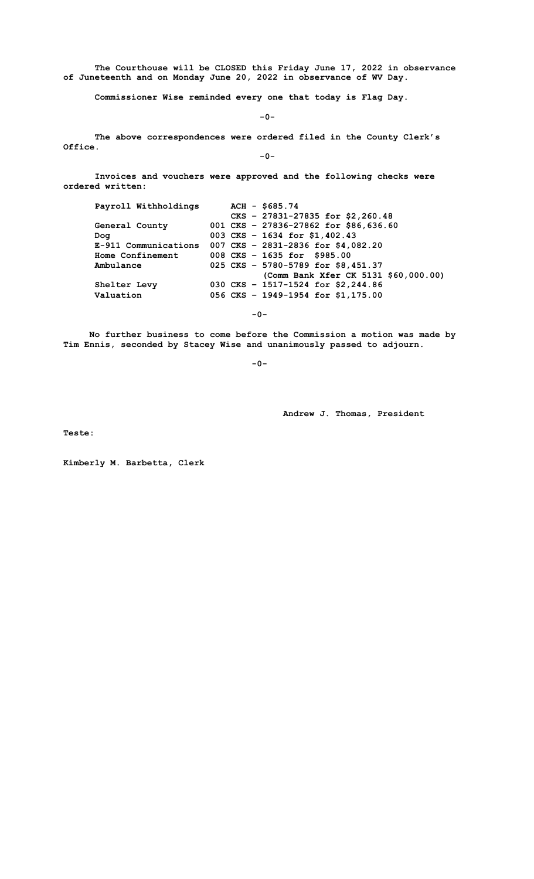**The Courthouse will be CLOSED this Friday June 17, 2022 in observance of Juneteenth and on Monday June 20, 2022 in observance of WV Day.**

**Commissioner Wise reminded every one that today is Flag Day.**

**-0-**

**The above correspondences were ordered filed in the County Clerk's Office.**

**-0-**

**Invoices and vouchers were approved and the following checks were ordered written:**

| | |
|---|---|
| **Payroll Withholdings** | **ACH – $685.74** |
| | **CKS – 27831-27835 for $2,260.48** |
| **General County** | **001 CKS – 27836-27862 for $86,636.60** |
| **Dog** | **003 CKS – 1634 for $1,402.43** |
| **E-911 Communications** | **007 CKS – 2831-2836 for $4,082.20** |
| **Home Confinement** | **008 CKS – 1635 for $985.00** |
| **Ambulance** | **025 CKS – 5780-5789 for $8,451.37** |
| | **(Comm Bank Xfer CK 5131 $60,000.00)** |
| **Shelter Levy** | **030 CKS – 1517-1524 for $2,244.86** |
| **Valuation** | **056 CKS – 1949-1954 for $1,175.00** |

**-0-**

**No further business to come before the Commission a motion was made by Tim Ennis, seconded by Stacey Wise and unanimously passed to adjourn.**

**-0-**

**Andrew J. Thomas, President**

**Teste:**

**Kimberly M. Barbetta, Clerk**